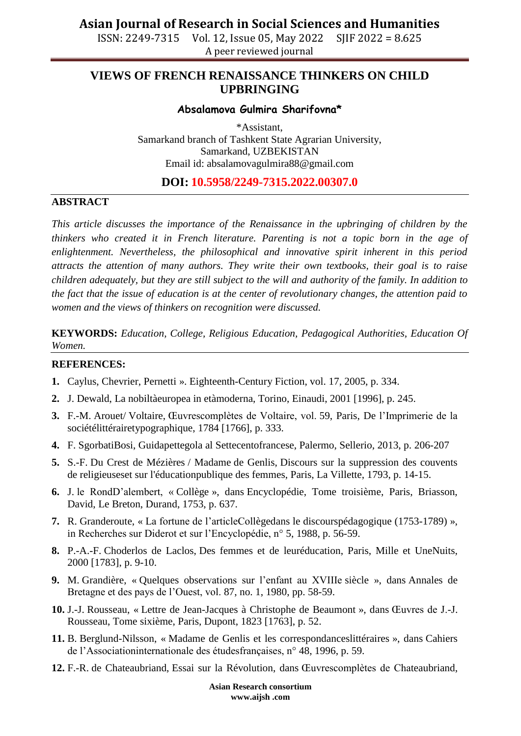# VIEWS OF FRENCH RENAISSANCE THINKERS ON CHILD UPBRINGING

**Absalamova Gulmira Sharifovna***

*Assistant,
Samarkand branch of Tashkent State Agrarian University,
Samarkand, UZBEKISTAN
Email id: absalamovagulmira88@gmail.com

**DOI: 10.5958/2249-7315.2022.00307.0**

## ABSTRACT

*This article discusses the importance of the Renaissance in the upbringing of children by the thinkers who created it in French literature. Parenting is not a topic born in the age of enlightenment. Nevertheless, the philosophical and innovative spirit inherent in this period attracts the attention of many authors. They write their own textbooks, their goal is to raise children adequately, but they are still subject to the will and authority of the family. In addition to the fact that the issue of education is at the center of revolutionary changes, the attention paid to women and the views of thinkers on recognition were discussed.*

**KEYWORDS:** *Education, College, Religious Education, Pedagogical Authorities, Education Of Women.*

## REFERENCES:

1. Caylus, Chevrier, Pernetti ». Eighteenth-Century Fiction, vol. 17, 2005, p. 334.
2. J. Dewald, La nobiltàeuropea in etàmoderna, Torino, Einaudi, 2001 [1996], p. 245.
3. F.-M. Arouet/ Voltaire, Œuvrescomplètes de Voltaire, vol. 59, Paris, De l'Imprimerie de la sociétélittérairetypographique, 1784 [1766], p. 333.
4. F. SgorbatiBosi, Guidapettegola al Settecentofrancese, Palermo, Sellerio, 2013, p. 206-207
5. S.-F. Du Crest de Mézières / Madame de Genlis, Discours sur la suppression des couvents de religieuseset sur l'éducationpublique des femmes, Paris, La Villette, 1793, p. 14-15.
6. J. le RondD'alembert, « Collège », dans Encyclopédie, Tome troisième, Paris, Briasson, David, Le Breton, Durand, 1753, p. 637.
7. R. Granderoute, « La fortune de l'articleCollègedans le discourspédagogique (1753-1789) », in Recherches sur Diderot et sur l'Encyclopédie, n° 5, 1988, p. 56-59.
8. P.-A.-F. Choderlos de Laclos, Des femmes et de leuréducation, Paris, Mille et UneNuits, 2000 [1783], p. 9-10.
9. M. Grandière, « Quelques observations sur l'enfant au XVIIIe siècle », dans Annales de Bretagne et des pays de l'Ouest, vol. 87, no. 1, 1980, pp. 58-59.
10. J.-J. Rousseau, « Lettre de Jean-Jacques à Christophe de Beaumont », dans Œuvres de J.-J. Rousseau, Tome sixième, Paris, Dupont, 1823 [1763], p. 52.
11. B. Berglund-Nilsson, « Madame de Genlis et les correspondanceslittéraires », dans Cahiers de l'Associationinternationale des étudesfrançaises, n° 48, 1996, p. 59.
12. F.-R. de Chateaubriand, Essai sur la Révolution, dans Œuvrescomplètes de Chateaubriand,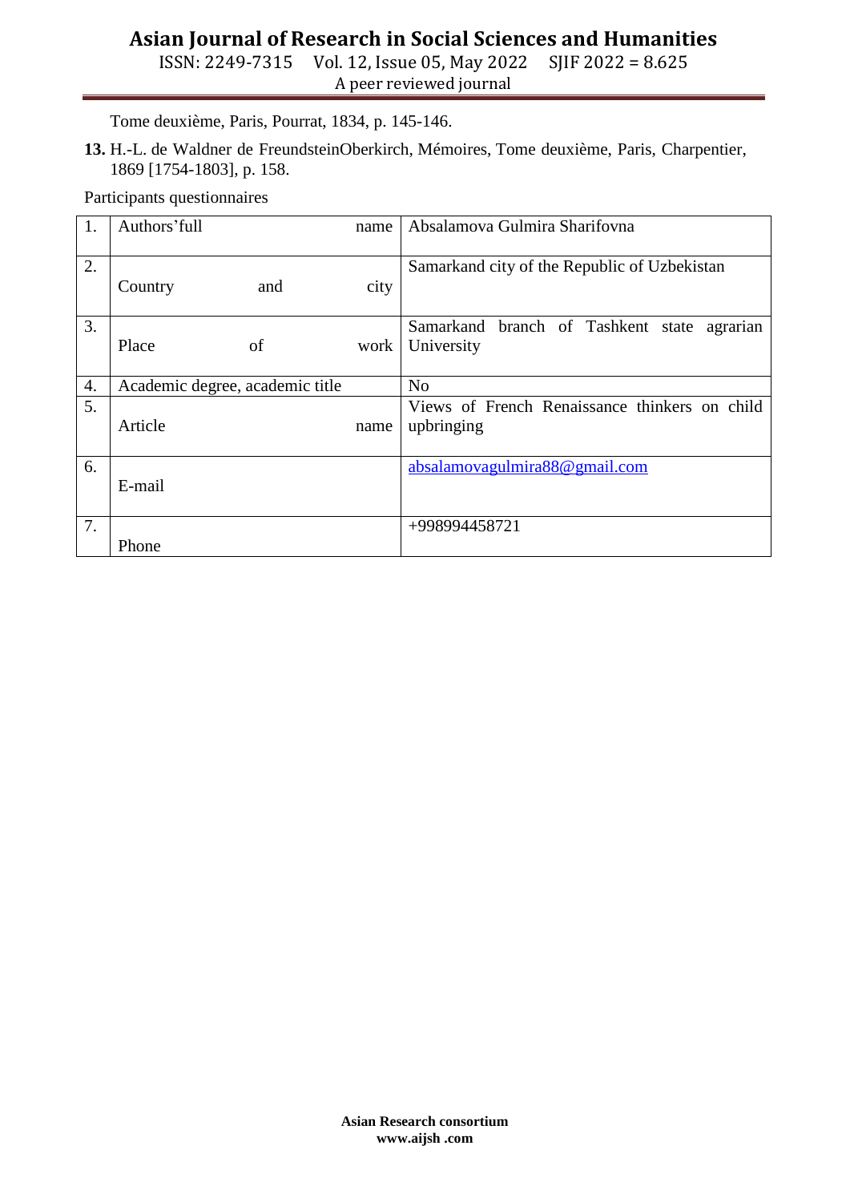Tome deuxième, Paris, Pourrat, 1834, p. 145-146.

**13.** H.-L. de Waldner de FreundsteinOberkirch, Mémoires, Tome deuxième, Paris, Charpentier, 1869 [1754-1803], p. 158.

Participants questionnaires

| | | |
|---|---|---|
| 1. | Authors'full name | Absalamova Gulmira Sharifovna |
| 2. | Country and city | Samarkand city of the Republic of Uzbekistan |
| 3. | Place of work | Samarkand branch of Tashkent state agrarian University |
| 4. | Academic degree, academic title | No |
| 5. | Article name | Views of French Renaissance thinkers on child upbringing |
| 6. | E-mail | absalamovagulmira88@gmail.com |
| 7. | Phone | +998994458721 |